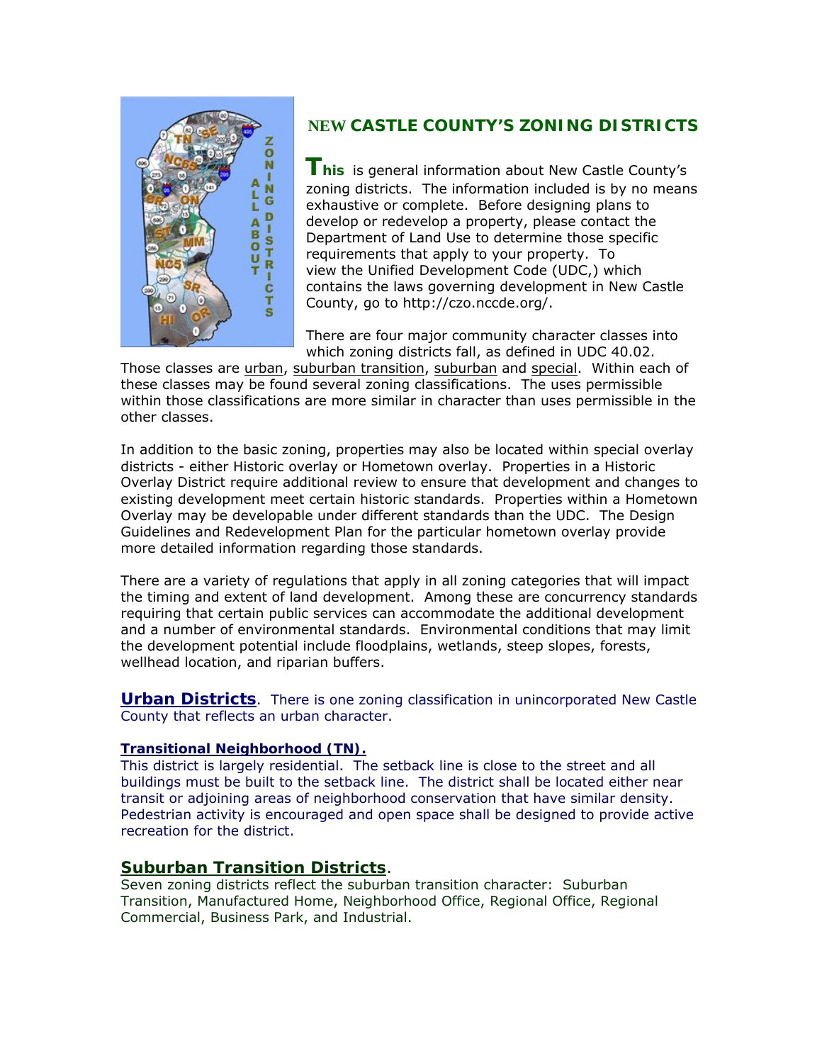# NEW CASTLE COUNTY'S ZONING DISTRICTS

**This** is general information about New Castle County's zoning districts. The information included is by no means exhaustive or complete. Before designing plans to develop or redevelop a property, please contact the Department of Land Use to determine those specific requirements that apply to your property. To view the Unified Development Code (UDC,) which contains the laws governing development in New Castle County, go to http://czo.nccde.org/.

There are four major community character classes into which zoning districts fall, as defined in UDC 40.02. Those classes are urban, suburban transition, suburban and special. Within each of these classes may be found several zoning classifications. The uses permissible within those classifications are more similar in character than uses permissible in the other classes.

In addition to the basic zoning, properties may also be located within special overlay districts - either Historic overlay or Hometown overlay. Properties in a Historic Overlay District require additional review to ensure that development and changes to existing development meet certain historic standards. Properties within a Hometown Overlay may be developable under different standards than the UDC. The Design Guidelines and Redevelopment Plan for the particular hometown overlay provide more detailed information regarding those standards.

There are a variety of regulations that apply in all zoning categories that will impact the timing and extent of land development. Among these are concurrency standards requiring that certain public services can accommodate the additional development and a number of environmental standards. Environmental conditions that may limit the development potential include floodplains, wetlands, steep slopes, forests, wellhead location, and riparian buffers.

## Urban Districts

There is one zoning classification in unincorporated New Castle County that reflects an urban character.

### Transitional Neighborhood (TN).

This district is largely residential. The setback line is close to the street and all buildings must be built to the setback line. The district shall be located either near transit or adjoining areas of neighborhood conservation that have similar density. Pedestrian activity is encouraged and open space shall be designed to provide active recreation for the district.

## Suburban Transition Districts.

Seven zoning districts reflect the suburban transition character: Suburban Transition, Manufactured Home, Neighborhood Office, Regional Office, Regional Commercial, Business Park, and Industrial.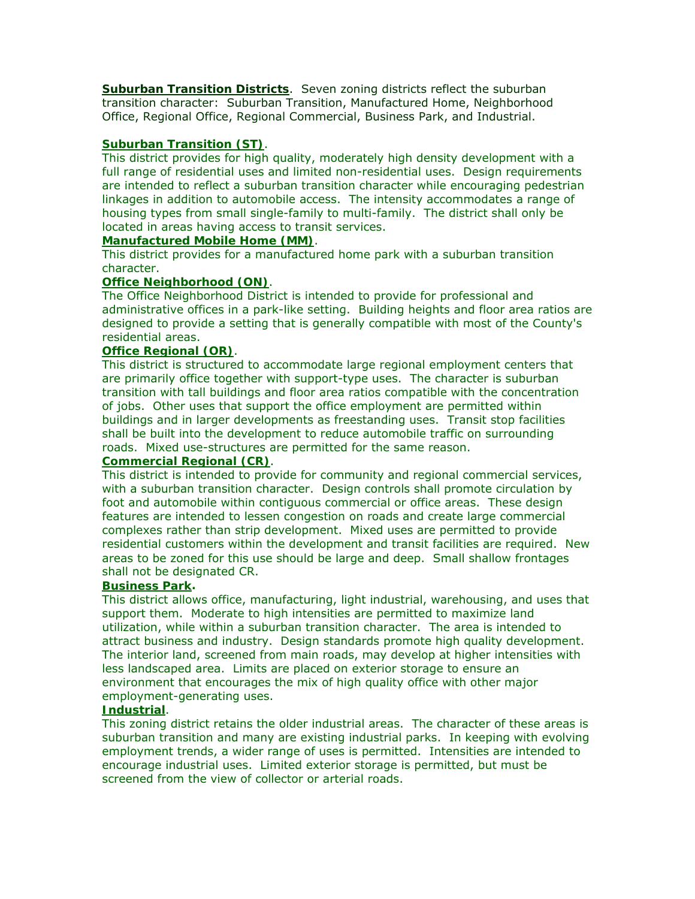**Suburban Transition Districts**. Seven zoning districts reflect the suburban transition character: Suburban Transition, Manufactured Home, Neighborhood Office, Regional Office, Regional Commercial, Business Park, and Industrial.

**Suburban Transition (ST)**.
This district provides for high quality, moderately high density development with a full range of residential uses and limited non-residential uses. Design requirements are intended to reflect a suburban transition character while encouraging pedestrian linkages in addition to automobile access. The intensity accommodates a range of housing types from small single-family to multi-family. The district shall only be located in areas having access to transit services.

**Manufactured Mobile Home (MM)**.
This district provides for a manufactured home park with a suburban transition character.

**Office Neighborhood (ON)**.
The Office Neighborhood District is intended to provide for professional and administrative offices in a park-like setting. Building heights and floor area ratios are designed to provide a setting that is generally compatible with most of the County's residential areas.

**Office Regional (OR)**.
This district is structured to accommodate large regional employment centers that are primarily office together with support-type uses. The character is suburban transition with tall buildings and floor area ratios compatible with the concentration of jobs. Other uses that support the office employment are permitted within buildings and in larger developments as freestanding uses. Transit stop facilities shall be built into the development to reduce automobile traffic on surrounding roads. Mixed use-structures are permitted for the same reason.

**Commercial Regional (CR)**.
This district is intended to provide for community and regional commercial services, with a suburban transition character. Design controls shall promote circulation by foot and automobile within contiguous commercial or office areas. These design features are intended to lessen congestion on roads and create large commercial complexes rather than strip development. Mixed uses are permitted to provide residential customers within the development and transit facilities are required. New areas to be zoned for this use should be large and deep. Small shallow frontages shall not be designated CR.

**Business Park.**
This district allows office, manufacturing, light industrial, warehousing, and uses that support them. Moderate to high intensities are permitted to maximize land utilization, while within a suburban transition character. The area is intended to attract business and industry. Design standards promote high quality development. The interior land, screened from main roads, may develop at higher intensities with less landscaped area. Limits are placed on exterior storage to ensure an environment that encourages the mix of high quality office with other major employment-generating uses.

**Industrial**.
This zoning district retains the older industrial areas. The character of these areas is suburban transition and many are existing industrial parks. In keeping with evolving employment trends, a wider range of uses is permitted. Intensities are intended to encourage industrial uses. Limited exterior storage is permitted, but must be screened from the view of collector or arterial roads.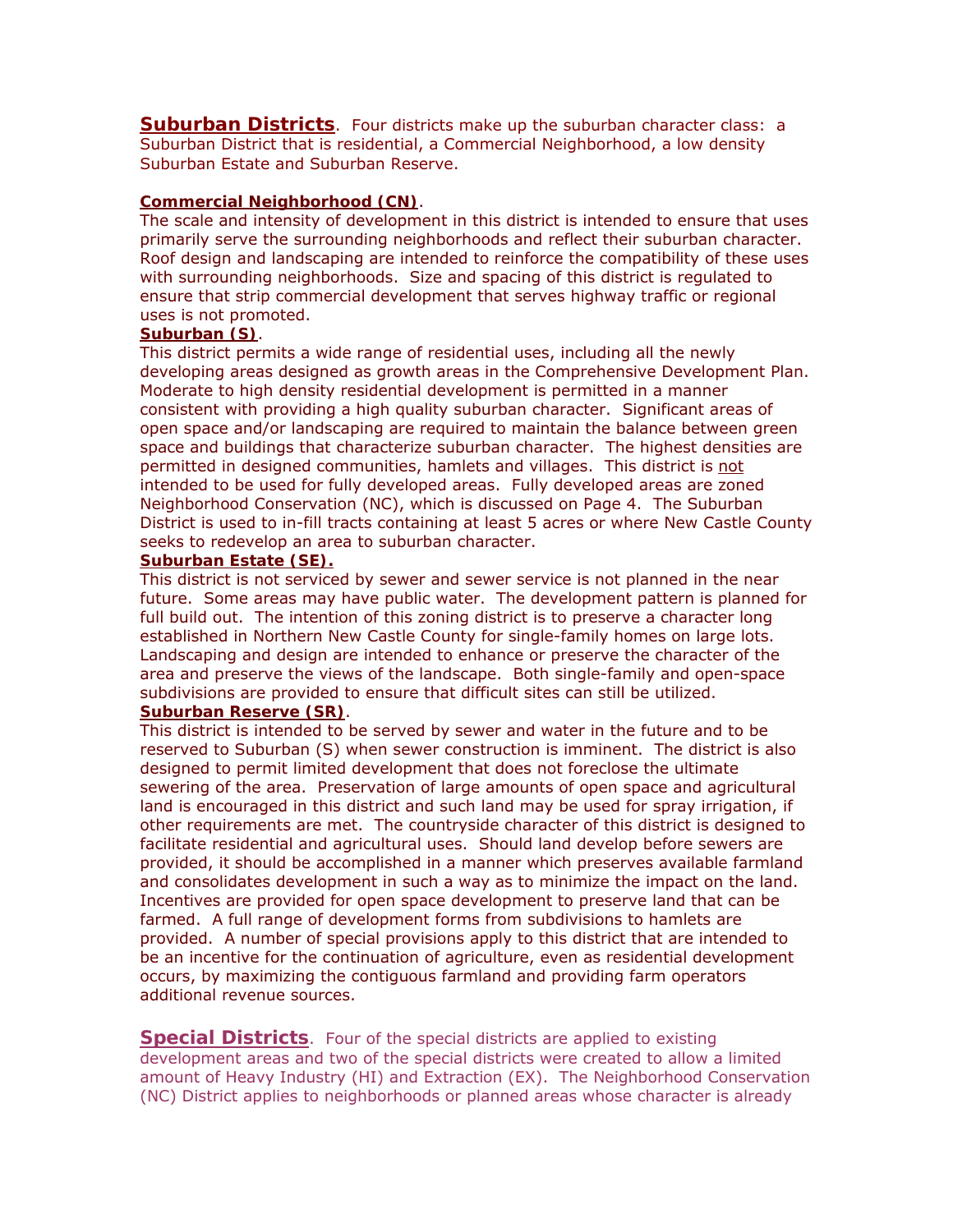## Suburban Districts

**Suburban Districts**. Four districts make up the suburban character class: a Suburban District that is residential, a Commercial Neighborhood, a low density Suburban Estate and Suburban Reserve.

### Commercial Neighborhood (CN).

The scale and intensity of development in this district is intended to ensure that uses primarily serve the surrounding neighborhoods and reflect their suburban character. Roof design and landscaping are intended to reinforce the compatibility of these uses with surrounding neighborhoods. Size and spacing of this district is regulated to ensure that strip commercial development that serves highway traffic or regional uses is not promoted.

### Suburban (S).

This district permits a wide range of residential uses, including all the newly developing areas designed as growth areas in the Comprehensive Development Plan. Moderate to high density residential development is permitted in a manner consistent with providing a high quality suburban character. Significant areas of open space and/or landscaping are required to maintain the balance between green space and buildings that characterize suburban character. The highest densities are permitted in designed communities, hamlets and villages. This district is not intended to be used for fully developed areas. Fully developed areas are zoned Neighborhood Conservation (NC), which is discussed on Page 4. The Suburban District is used to in-fill tracts containing at least 5 acres or where New Castle County seeks to redevelop an area to suburban character.

### Suburban Estate (SE).

This district is not serviced by sewer and sewer service is not planned in the near future. Some areas may have public water. The development pattern is planned for full build out. The intention of this zoning district is to preserve a character long established in Northern New Castle County for single-family homes on large lots. Landscaping and design are intended to enhance or preserve the character of the area and preserve the views of the landscape. Both single-family and open-space subdivisions are provided to ensure that difficult sites can still be utilized.

### Suburban Reserve (SR).

This district is intended to be served by sewer and water in the future and to be reserved to Suburban (S) when sewer construction is imminent. The district is also designed to permit limited development that does not foreclose the ultimate sewering of the area. Preservation of large amounts of open space and agricultural land is encouraged in this district and such land may be used for spray irrigation, if other requirements are met. The countryside character of this district is designed to facilitate residential and agricultural uses. Should land develop before sewers are provided, it should be accomplished in a manner which preserves available farmland and consolidates development in such a way as to minimize the impact on the land. Incentives are provided for open space development to preserve land that can be farmed. A full range of development forms from subdivisions to hamlets are provided. A number of special provisions apply to this district that are intended to be an incentive for the continuation of agriculture, even as residential development occurs, by maximizing the contiguous farmland and providing farm operators additional revenue sources.

## Special Districts

**Special Districts**. Four of the special districts are applied to existing development areas and two of the special districts were created to allow a limited amount of Heavy Industry (HI) and Extraction (EX). The Neighborhood Conservation (NC) District applies to neighborhoods or planned areas whose character is already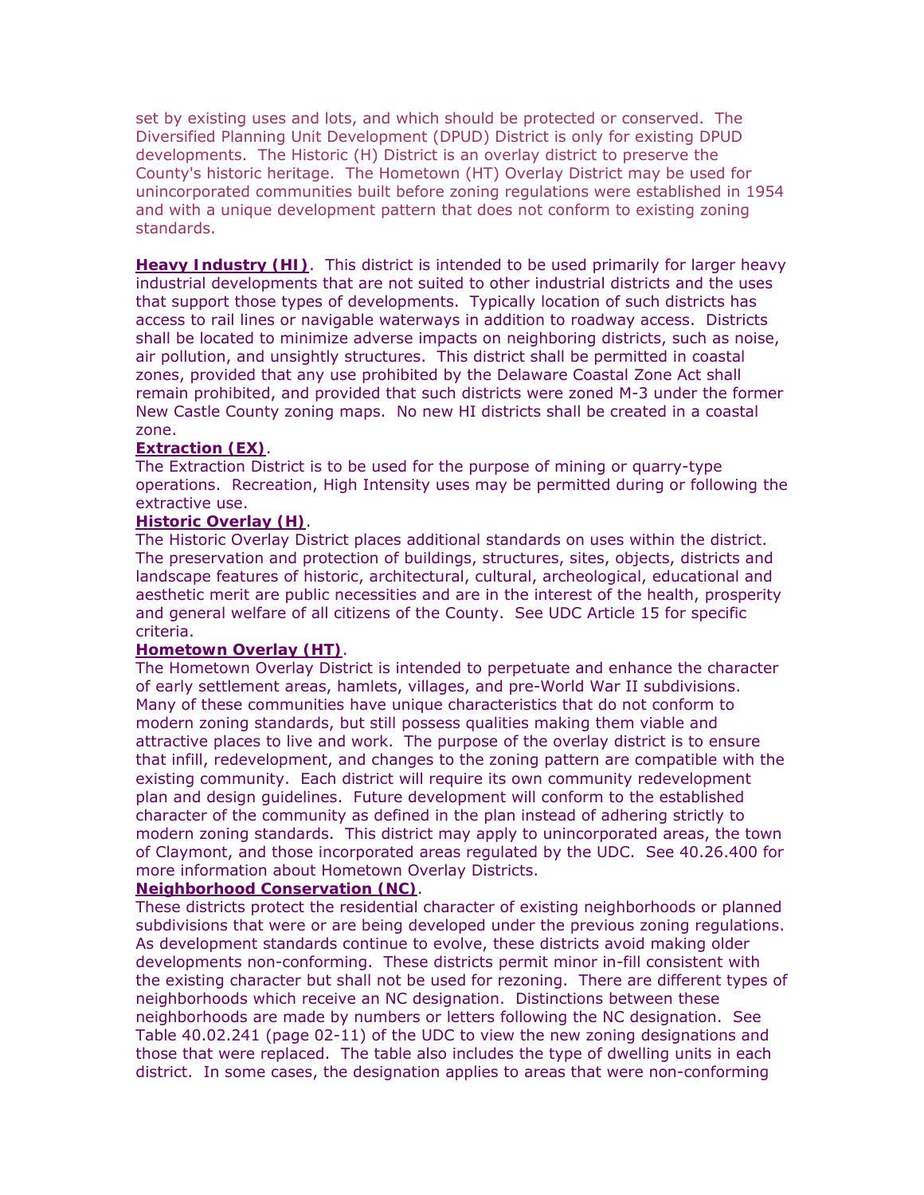set by existing uses and lots, and which should be protected or conserved. The Diversified Planning Unit Development (DPUD) District is only for existing DPUD developments. The Historic (H) District is an overlay district to preserve the County's historic heritage. The Hometown (HT) Overlay District may be used for unincorporated communities built before zoning regulations were established in 1954 and with a unique development pattern that does not conform to existing zoning standards.

**Heavy Industry (HI)**. This district is intended to be used primarily for larger heavy industrial developments that are not suited to other industrial districts and the uses that support those types of developments. Typically location of such districts has access to rail lines or navigable waterways in addition to roadway access. Districts shall be located to minimize adverse impacts on neighboring districts, such as noise, air pollution, and unsightly structures. This district shall be permitted in coastal zones, provided that any use prohibited by the Delaware Coastal Zone Act shall remain prohibited, and provided that such districts were zoned M-3 under the former New Castle County zoning maps. No new HI districts shall be created in a coastal zone.

**Extraction (EX)**.
The Extraction District is to be used for the purpose of mining or quarry-type operations. Recreation, High Intensity uses may be permitted during or following the extractive use.

**Historic Overlay (H)**.
The Historic Overlay District places additional standards on uses within the district. The preservation and protection of buildings, structures, sites, objects, districts and landscape features of historic, architectural, cultural, archeological, educational and aesthetic merit are public necessities and are in the interest of the health, prosperity and general welfare of all citizens of the County. See UDC Article 15 for specific criteria.

**Hometown Overlay (HT)**.
The Hometown Overlay District is intended to perpetuate and enhance the character of early settlement areas, hamlets, villages, and pre-World War II subdivisions. Many of these communities have unique characteristics that do not conform to modern zoning standards, but still possess qualities making them viable and attractive places to live and work. The purpose of the overlay district is to ensure that infill, redevelopment, and changes to the zoning pattern are compatible with the existing community. Each district will require its own community redevelopment plan and design guidelines. Future development will conform to the established character of the community as defined in the plan instead of adhering strictly to modern zoning standards. This district may apply to unincorporated areas, the town of Claymont, and those incorporated areas regulated by the UDC. See 40.26.400 for more information about Hometown Overlay Districts.

**Neighborhood Conservation (NC)**.
These districts protect the residential character of existing neighborhoods or planned subdivisions that were or are being developed under the previous zoning regulations. As development standards continue to evolve, these districts avoid making older developments non-conforming. These districts permit minor in-fill consistent with the existing character but shall not be used for rezoning. There are different types of neighborhoods which receive an NC designation. Distinctions between these neighborhoods are made by numbers or letters following the NC designation. See Table 40.02.241 (page 02-11) of the UDC to view the new zoning designations and those that were replaced. The table also includes the type of dwelling units in each district. In some cases, the designation applies to areas that were non-conforming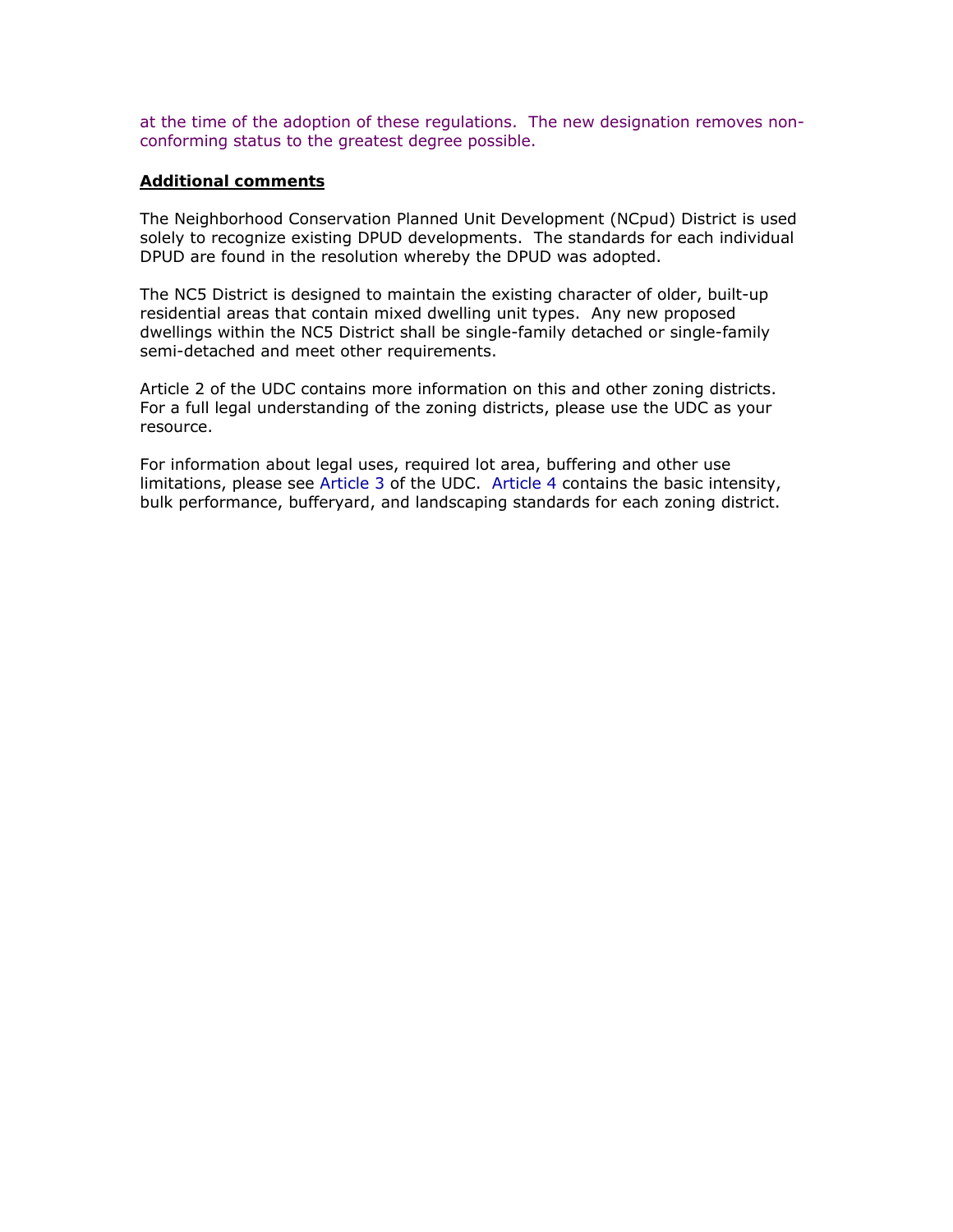at the time of the adoption of these regulations. The new designation removes non-conforming status to the greatest degree possible.

**Additional comments**

The Neighborhood Conservation Planned Unit Development (NCpud) District is used solely to recognize existing DPUD developments. The standards for each individual DPUD are found in the resolution whereby the DPUD was adopted.

The NC5 District is designed to maintain the existing character of older, built-up residential areas that contain mixed dwelling unit types. Any new proposed dwellings within the NC5 District shall be single-family detached or single-family semi-detached and meet other requirements.

Article 2 of the UDC contains more information on this and other zoning districts. For a full legal understanding of the zoning districts, please use the UDC as your resource.

For information about legal uses, required lot area, buffering and other use limitations, please see Article 3 of the UDC. Article 4 contains the basic intensity, bulk performance, bufferyard, and landscaping standards for each zoning district.